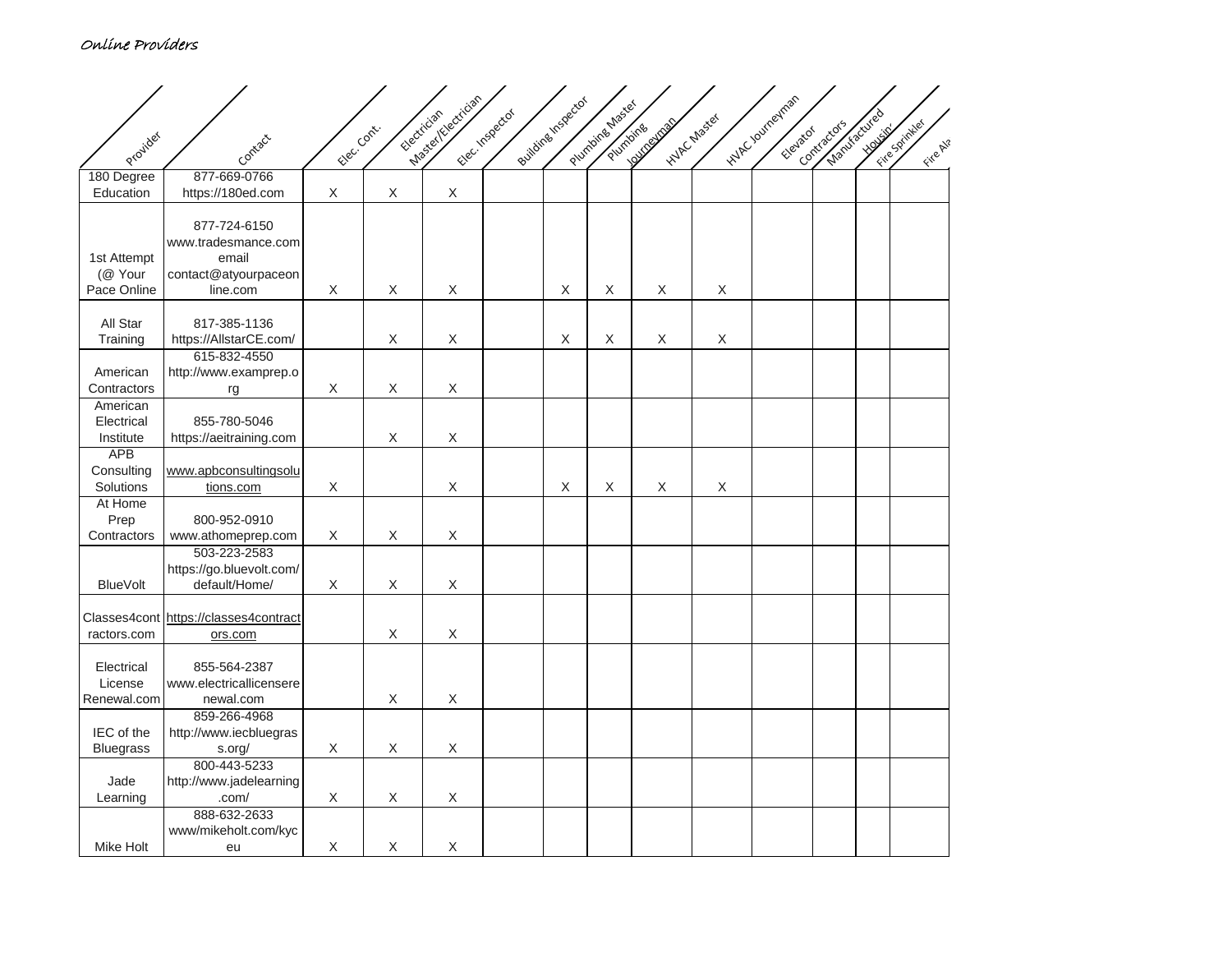*Online Providers*

| Provider | Contact | Elec. Cont. | Electrician Master/Electrician | Elec. Inspector | Building Inspector | Plumbing Master | Plumbing Journeyman | HVAC Master | HVAC Journeyman | Elevator | Contractors | Manufactured Housing | Fire Sprinkler |
|---|---|---|---|---|---|---|---|---|---|---|---|---|---|
| 180 Degree Education | 877-669-0766 https://180ed.com | X | X | X | | | | | | | | | |
| 1st Attempt (@ Your Pace Online | 877-724-6150 www.tradesmance.com email contact@atyourpaceonline.com | X | X | X | | X | X | X | X | | | | |
| All Star Training | 817-385-1136 https://AllstarCE.com/ | | X | X | | X | X | X | X | | | | |
| American Contractors | 615-832-4550 http://www.examprep.org | X | X | X | | | | | | | | | |
| American Electrical Institute | 855-780-5046 https://aeitraining.com | | X | X | | | | | | | | | |
| APB Consulting Solutions | www.apbconsultingsolutions.com | X | | X | | X | X | X | X | | | | |
| At Home Prep Contractors | 800-952-0910 www.athomeprep.com | X | X | X | | | | | | | | | |
| BlueVolt | 503-223-2583 https://go.bluevolt.com/default/Home/ | X | X | X | | | | | | | | | |
| Classes4contractors.com | https://classes4contractors.com | | X | X | | | | | | | | | |
| Electrical License Renewal.com | 855-564-2387 www.electricallicenserenewal.com | | X | X | | | | | | | | | |
| IEC of the Bluegrass | 859-266-4968 http://www.iecbluegrass.org/ | X | X | X | | | | | | | | | |
| Jade Learning | 800-443-5233 http://www.jadelearning.com/ | X | X | X | | | | | | | | | |
| Mike Holt | 888-632-2633 www/mikeholt.com/kyceu | X | X | X | | | | | | | | | |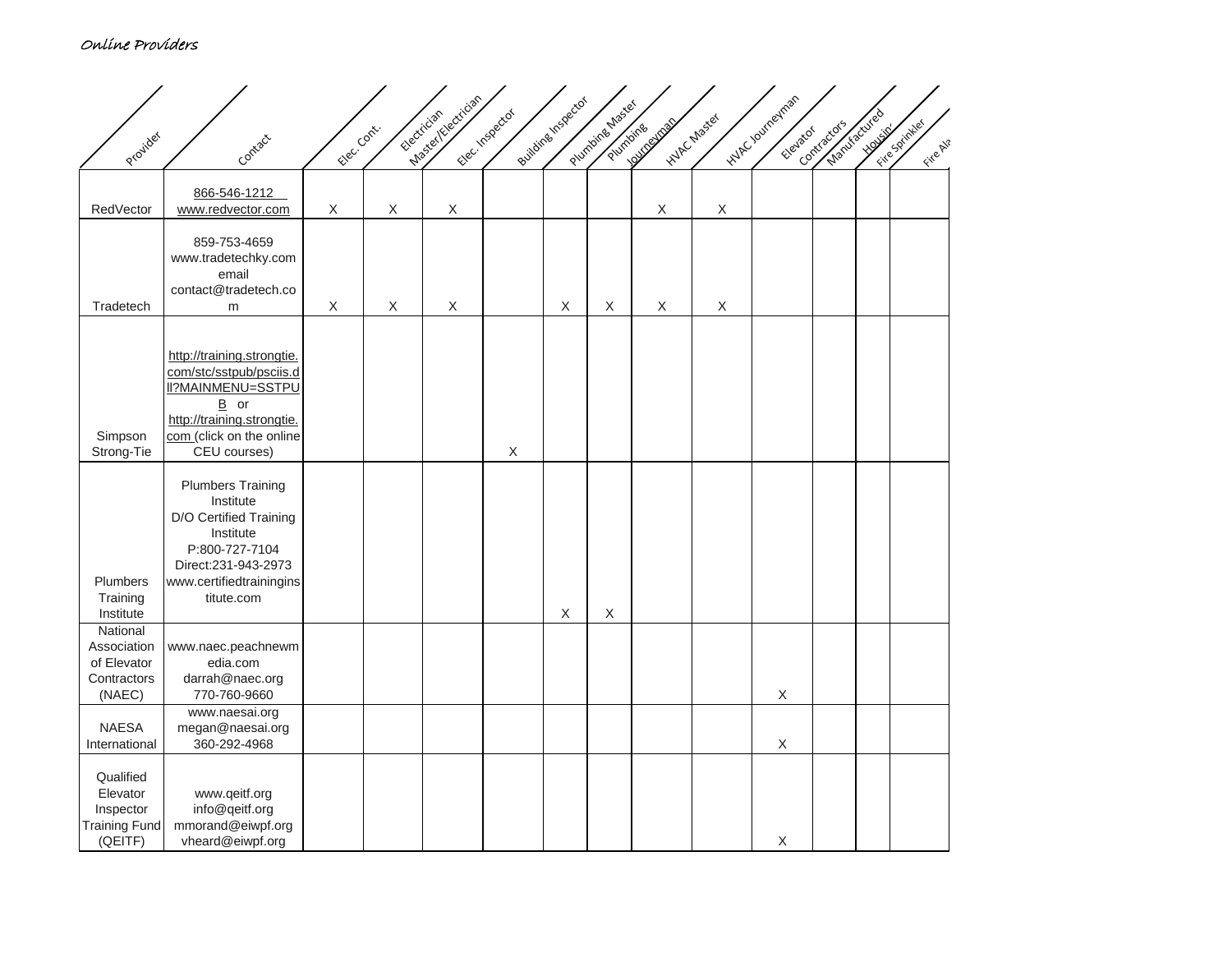*Online Providers*

| Provider | Contact | Elec. Cont. | Electrician Master/Electrician | Elec. Inspector | Building Inspector | Plumbing Master | Plumbing Journeyman | HVAC Master | HVAC Journeyman | Elevator Contractors | Manufactured Housing | Fire Sprinkler | Fire Ala |
|---|---|---|---|---|---|---|---|---|---|---|---|---|---|
| RedVector | 866-546-1212<br>www.redvector.com | X | X | X | | | | X | X | | | | |
| Tradetech | 859-753-4659<br>www.tradetechky.com<br>email<br>contact@tradetech.com | X | X | X | | X | X | X | X | | | | |
| Simpson Strong-Tie | http://training.strongtie.com/stc/sstpub/psciis.dll?MAINMENU=SSTPUB or http://training.strongtie.com (click on the online CEU courses) | | | | X | | | | | | | | |
| Plumbers Training Institute | Plumbers Training Institute<br>D/O Certified Training Institute<br>P:800-727-7104<br>Direct:231-943-2973<br>www.certifiedtraininginstitute.com | | | | | X | X | | | | | | |
| National Association of Elevator Contractors (NAEC) | www.naec.peachnewmedia.com<br>darrah@naec.org<br>770-760-9660 | | | | | | | | | X | | | |
| NAESA International | www.naesai.org<br>megan@naesai.org<br>360-292-4968 | | | | | | | | | X | | | |
| Qualified Elevator Inspector Training Fund (QEITF) | www.qeitf.org<br>info@qeitf.org<br>mmorand@eiwpf.org<br>vheard@eiwpf.org | | | | | | | | | X | | | |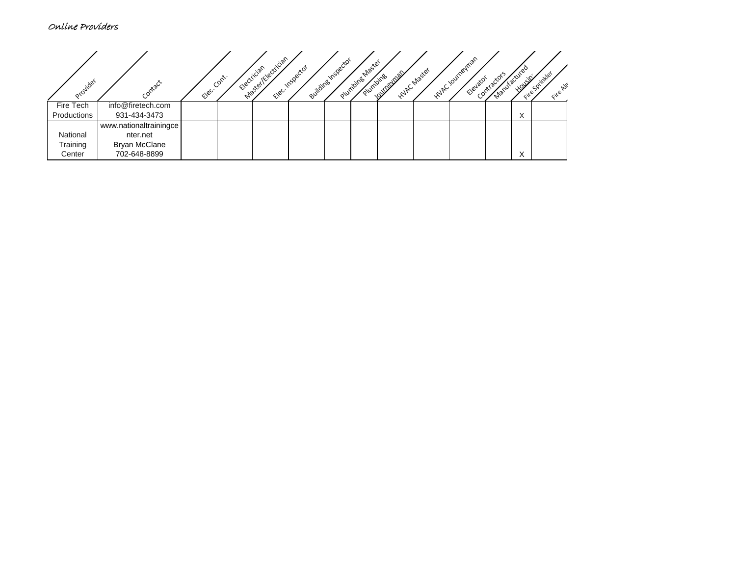*Online Providers*

| Provider | Contact | Elec. Cont. | Electrician Master/Electrician | Elec. Inspector | Building Inspector | Plumbing Master | Plumbing Journeyman | HVAC Master | HVAC Journeyman | Elevator Contractors | Manufactured Housing | Fire Sprinkler | Fire Ala |
|---|---|---|---|---|---|---|---|---|---|---|---|---|---|
| Fire Tech Productions | info@firetech.com 931-434-3473 | | | | | | | | | | | X | |
| National Training Center | www.nationaltrainingcenter.net Bryan McClane 702-648-8899 | | | | | | | | | | | X | |